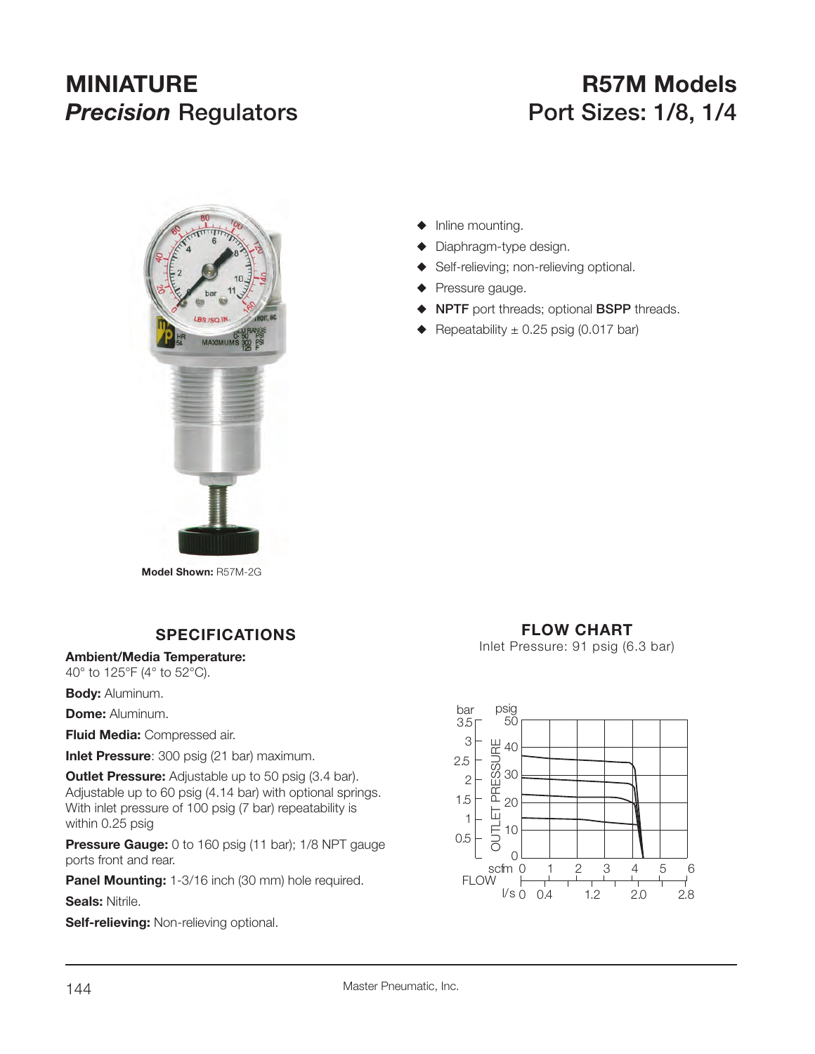# MINIATURE
# *Precision* Regulators

# R57M Models
## Port Sizes: 1/8, 1/4

**Model Shown:** R57M-2G

- Inline mounting.
- Diaphragm-type design.
- Self-relieving; non-relieving optional.
- Pressure gauge.
- **NPTF** port threads; optional **BSPP** threads.
- Repeatability ± 0.25 psig (0.017 bar)

## SPECIFICATIONS

**Ambient/Media Temperature:**
40° to 125°F (4° to 52°C).

**Body:** Aluminum.

**Dome:** Aluminum.

**Fluid Media:** Compressed air.

**Inlet Pressure**: 300 psig (21 bar) maximum.

**Outlet Pressure:** Adjustable up to 50 psig (3.4 bar). Adjustable up to 60 psig (4.14 bar) with optional springs. With inlet pressure of 100 psig (7 bar) repeatability is within 0.25 psig

**Pressure Gauge:** 0 to 160 psig (11 bar); 1/8 NPT gauge ports front and rear.

**Panel Mounting:** 1-3/16 inch (30 mm) hole required.

**Seals:** Nitrile.

**Self-relieving:** Non-relieving optional.

## FLOW CHART

Inlet Pressure: 91 psig (6.3 bar)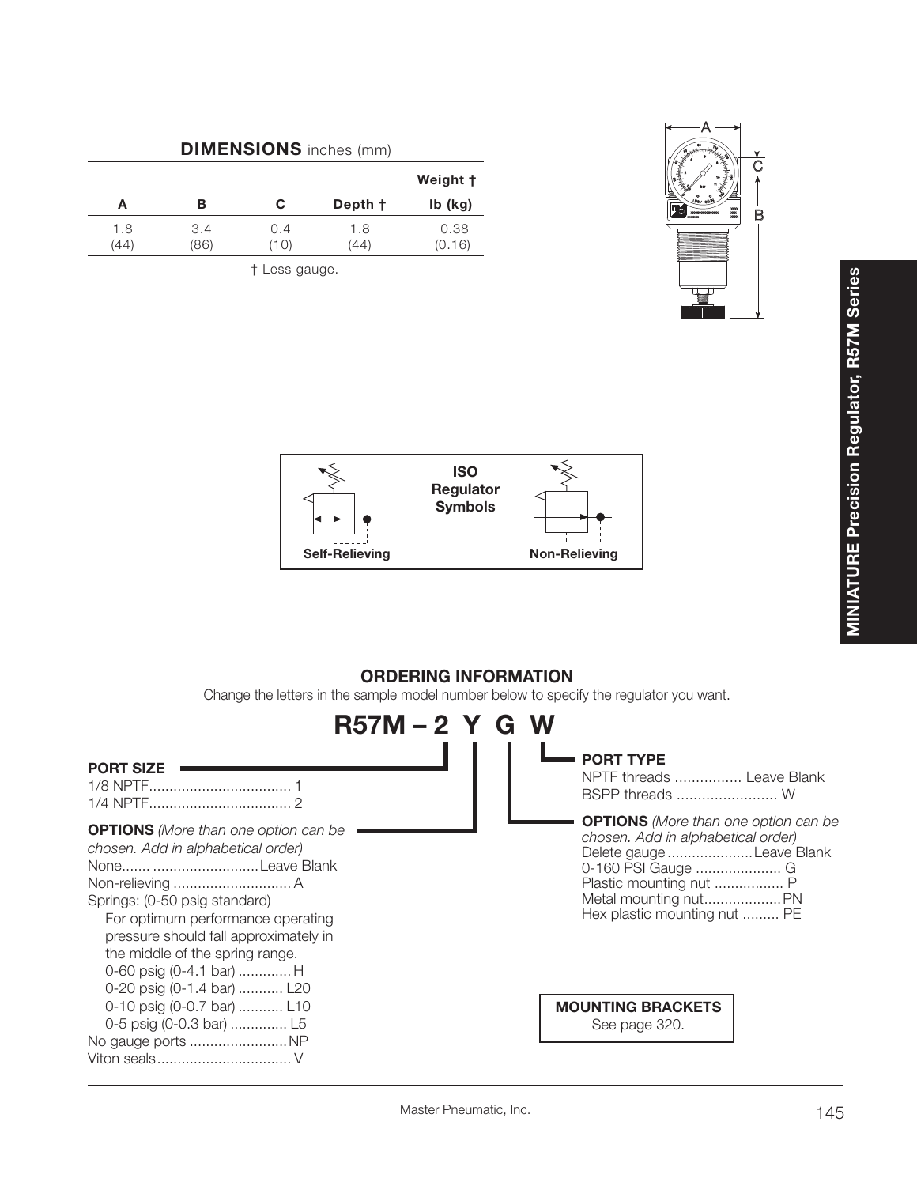## DIMENSIONS inches (mm)

| A | B | C | Depth † | Weight † lb (kg) |
|---|---|---|---|---|
| 1.8 (44) | 3.4 (86) | 0.4 (10) | 1.8 (44) | 0.38 (0.16) |

† Less gauge.

A

C

B

**ISO Regulator Symbols**

Self-Relieving

Non-Relieving

## ORDERING INFORMATION

Change the letters in the sample model number below to specify the regulator you want.

# R57M – 2 Y G W

**PORT SIZE**
- 1/8 NPTF.................................. 1
- 1/4 NPTF.................................. 2

**OPTIONS** *(More than one option can be chosen. Add in alphabetical order)*
- None....... .........................Leave Blank
- Non-relieving ............................. A
- Springs: (0-50 psig standard)
  - For optimum performance operating pressure should fall approximately in the middle of the spring range.
  - 0-60 psig (0-4.1 bar) ............. H
  - 0-20 psig (0-1.4 bar) ........... L20
  - 0-10 psig (0-0.7 bar) ........... L10
  - 0-5 psig (0-0.3 bar) .............. L5
- No gauge ports ........................NP
- Viton seals................................. V

**PORT TYPE**
- NPTF threads ................ Leave Blank
- BSPP threads ........................ W

**OPTIONS** *(More than one option can be chosen. Add in alphabetical order)*
- Delete gauge .....................Leave Blank
- 0-160 PSI Gauge ..................... G
- Plastic mounting nut ................. P
- Metal mounting nut..................PN
- Hex plastic mounting nut ......... PE

**MOUNTING BRACKETS**
See page 320.

**MINIATURE Precision Regulator, R57M Series**